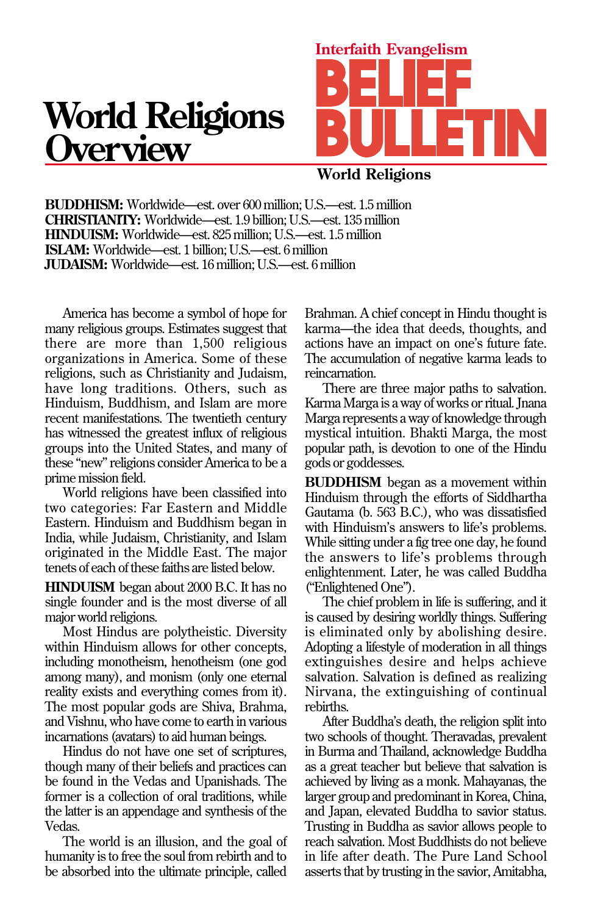Interfaith Evangelism

# BELIEF BULLETIN

World Religions

# World Religions Overview

**BUDDHISM:** Worldwide—est. over 600 million; U.S.—est. 1.5 million
**CHRISTIANITY:** Worldwide—est. 1.9 billion; U.S.—est. 135 million
**HINDUISM:** Worldwide—est. 825 million; U.S.—est. 1.5 million
**ISLAM:** Worldwide—est. 1 billion; U.S.—est. 6 million
**JUDAISM:** Worldwide—est. 16 million; U.S.—est. 6 million

America has become a symbol of hope for many religious groups. Estimates suggest that there are more than 1,500 religious organizations in America. Some of these religions, such as Christianity and Judaism, have long traditions. Others, such as Hinduism, Buddhism, and Islam are more recent manifestations. The twentieth century has witnessed the greatest influx of religious groups into the United States, and many of these "new" religions consider America to be a prime mission field.

World religions have been classified into two categories: Far Eastern and Middle Eastern. Hinduism and Buddhism began in India, while Judaism, Christianity, and Islam originated in the Middle East. The major tenets of each of these faiths are listed below.

**HINDUISM** began about 2000 B.C. It has no single founder and is the most diverse of all major world religions.

Most Hindus are polytheistic. Diversity within Hinduism allows for other concepts, including monotheism, henotheism (one god among many), and monism (only one eternal reality exists and everything comes from it). The most popular gods are Shiva, Brahma, and Vishnu, who have come to earth in various incarnations (avatars) to aid human beings.

Hindus do not have one set of scriptures, though many of their beliefs and practices can be found in the Vedas and Upanishads. The former is a collection of oral traditions, while the latter is an appendage and synthesis of the Vedas.

The world is an illusion, and the goal of humanity is to free the soul from rebirth and to be absorbed into the ultimate principle, called Brahman. A chief concept in Hindu thought is karma—the idea that deeds, thoughts, and actions have an impact on one's future fate. The accumulation of negative karma leads to reincarnation.

There are three major paths to salvation. Karma Marga is a way of works or ritual. Jnana Marga represents a way of knowledge through mystical intuition. Bhakti Marga, the most popular path, is devotion to one of the Hindu gods or goddesses.

**BUDDHISM** began as a movement within Hinduism through the efforts of Siddhartha Gautama (b. 563 B.C.), who was dissatisfied with Hinduism's answers to life's problems. While sitting under a fig tree one day, he found the answers to life's problems through enlightenment. Later, he was called Buddha ("Enlightened One").

The chief problem in life is suffering, and it is caused by desiring worldly things. Suffering is eliminated only by abolishing desire. Adopting a lifestyle of moderation in all things extinguishes desire and helps achieve salvation. Salvation is defined as realizing Nirvana, the extinguishing of continual rebirths.

After Buddha's death, the religion split into two schools of thought. Theravadas, prevalent in Burma and Thailand, acknowledge Buddha as a great teacher but believe that salvation is achieved by living as a monk. Mahayanas, the larger group and predominant in Korea, China, and Japan, elevated Buddha to savior status. Trusting in Buddha as savior allows people to reach salvation. Most Buddhists do not believe in life after death. The Pure Land School asserts that by trusting in the savior, Amitabha,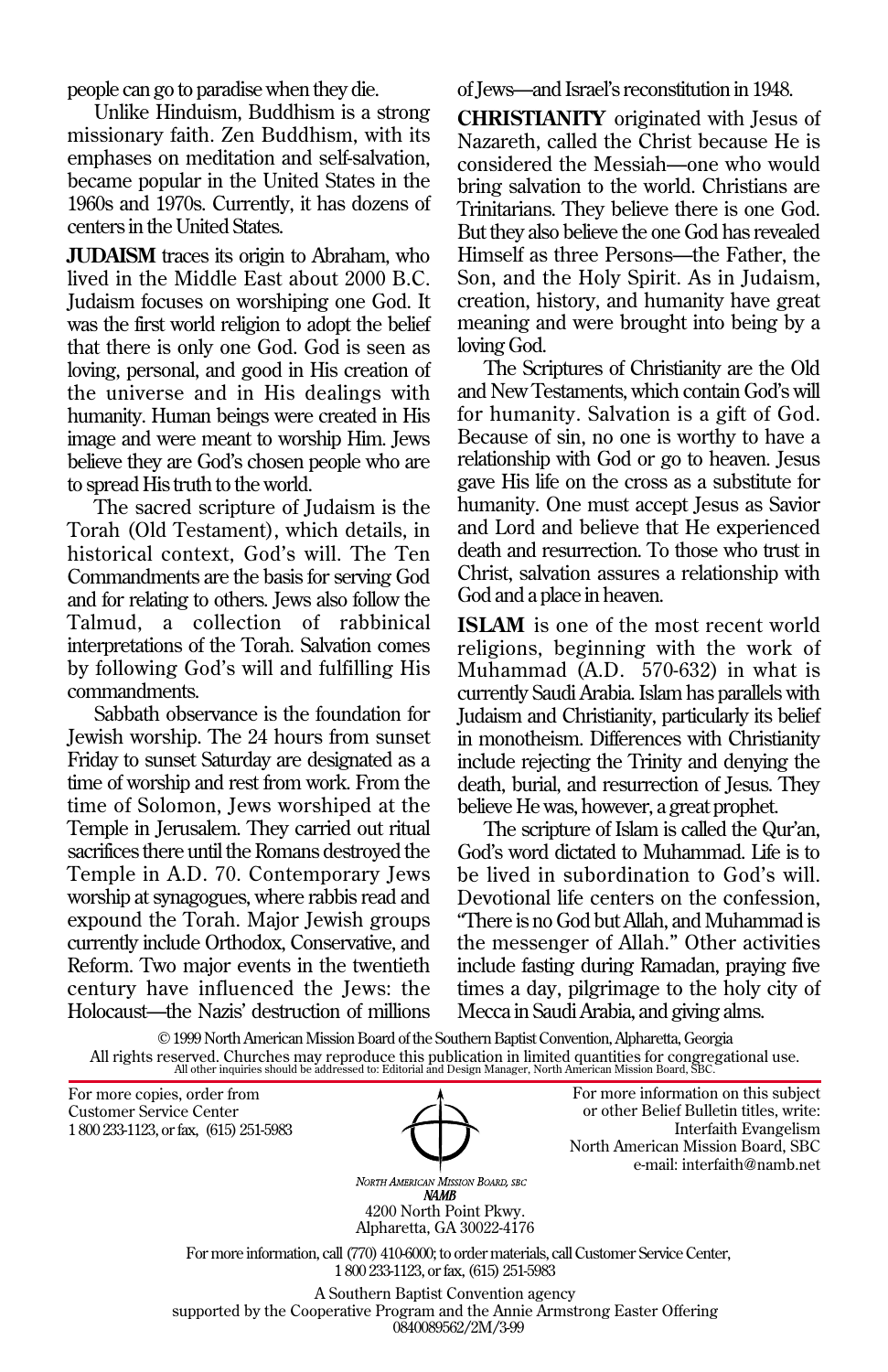people can go to paradise when they die.

Unlike Hinduism, Buddhism is a strong missionary faith. Zen Buddhism, with its emphases on meditation and self-salvation, became popular in the United States in the 1960s and 1970s. Currently, it has dozens of centers in the United States.

**JUDAISM** traces its origin to Abraham, who lived in the Middle East about 2000 B.C. Judaism focuses on worshiping one God. It was the first world religion to adopt the belief that there is only one God. God is seen as loving, personal, and good in His creation of the universe and in His dealings with humanity. Human beings were created in His image and were meant to worship Him. Jews believe they are God's chosen people who are to spread His truth to the world.

The sacred scripture of Judaism is the Torah (Old Testament), which details, in historical context, God's will. The Ten Commandments are the basis for serving God and for relating to others. Jews also follow the Talmud, a collection of rabbinical interpretations of the Torah. Salvation comes by following God's will and fulfilling His commandments.

Sabbath observance is the foundation for Jewish worship. The 24 hours from sunset Friday to sunset Saturday are designated as a time of worship and rest from work. From the time of Solomon, Jews worshiped at the Temple in Jerusalem. They carried out ritual sacrifices there until the Romans destroyed the Temple in A.D. 70. Contemporary Jews worship at synagogues, where rabbis read and expound the Torah. Major Jewish groups currently include Orthodox, Conservative, and Reform. Two major events in the twentieth century have influenced the Jews: the Holocaust—the Nazis' destruction of millions of Jews—and Israel's reconstitution in 1948.

**CHRISTIANITY** originated with Jesus of Nazareth, called the Christ because He is considered the Messiah—one who would bring salvation to the world. Christians are Trinitarians. They believe there is one God. But they also believe the one God has revealed Himself as three Persons—the Father, the Son, and the Holy Spirit. As in Judaism, creation, history, and humanity have great meaning and were brought into being by a loving God.

The Scriptures of Christianity are the Old and New Testaments, which contain God's will for humanity. Salvation is a gift of God. Because of sin, no one is worthy to have a relationship with God or go to heaven. Jesus gave His life on the cross as a substitute for humanity. One must accept Jesus as Savior and Lord and believe that He experienced death and resurrection. To those who trust in Christ, salvation assures a relationship with God and a place in heaven.

**ISLAM** is one of the most recent world religions, beginning with the work of Muhammad (A.D. 570-632) in what is currently Saudi Arabia. Islam has parallels with Judaism and Christianity, particularly its belief in monotheism. Differences with Christianity include rejecting the Trinity and denying the death, burial, and resurrection of Jesus. They believe He was, however, a great prophet.

The scripture of Islam is called the Qur'an, God's word dictated to Muhammad. Life is to be lived in subordination to God's will. Devotional life centers on the confession, "There is no God but Allah, and Muhammad is the messenger of Allah." Other activities include fasting during Ramadan, praying five times a day, pilgrimage to the holy city of Mecca in Saudi Arabia, and giving alms.

© 1999 North American Mission Board of the Southern Baptist Convention, Alpharetta, Georgia
All rights reserved. Churches may reproduce this publication in limited quantities for congregational use.
All other inquiries should be addressed to: Editorial and Design Manager, North American Mission Board, SBC.

For more copies, order from
Customer Service Center
1 800 233-1123, or fax, (615) 251-5983

For more information on this subject
or other Belief Bulletin titles, write:
Interfaith Evangelism
North American Mission Board, SBC
e-mail: interfaith@namb.net

North American Mission Board, SBC
NAMB
4200 North Point Pkwy.
Alpharetta, GA 30022-4176

For more information, call (770) 410-6000; to order materials, call Customer Service Center,
1 800 233-1123, or fax, (615) 251-5983

A Southern Baptist Convention agency
supported by the Cooperative Program and the Annie Armstrong Easter Offering
0840089562/2M/3-99